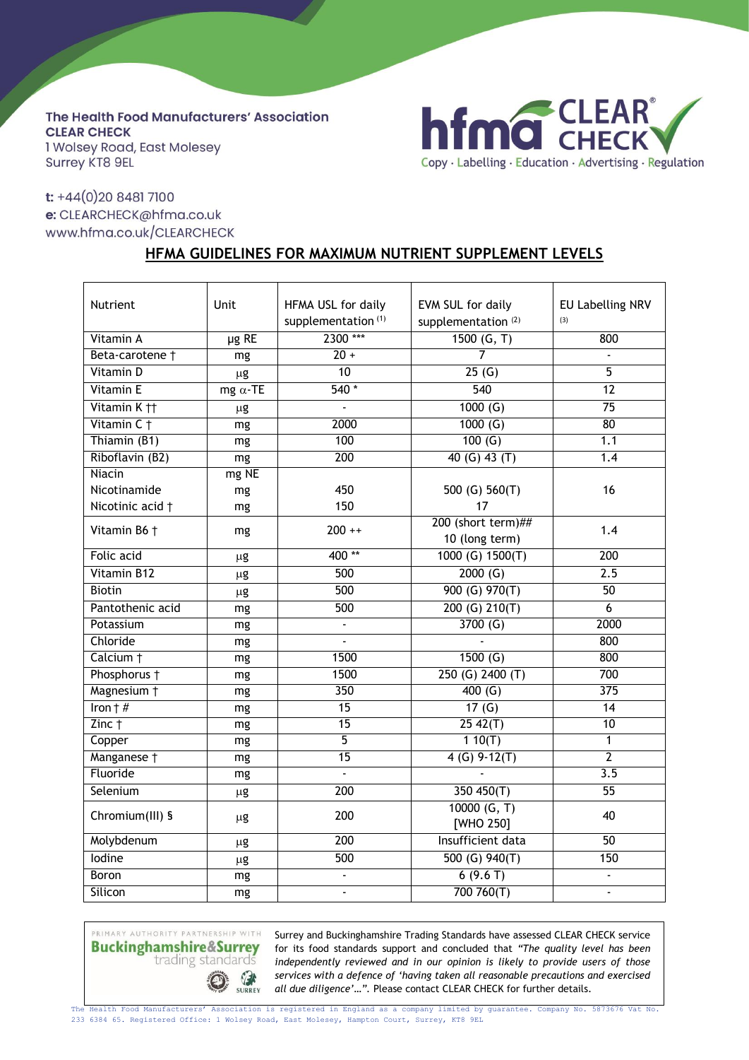The Health Food Manufacturers' Association
**CLEAR CHECK**
1 Wolsey Road, East Molesey
Surrey KT8 9EL

**t:** +44(0)20 8481 7100
**e:** CLEARCHECK@hfma.co.uk
www.hfma.co.uk/CLEARCHECK

hfma CLEAR CHECK
Copy · Labelling · Education · Advertising · Regulation

## HFMA GUIDELINES FOR MAXIMUM NUTRIENT SUPPLEMENT LEVELS

| Nutrient | Unit | HFMA USL for daily supplementation (1) | EVM SUL for daily supplementation (2) | EU Labelling NRV (3) |
|---|---|---|---|---|
| Vitamin A | μg RE | 2300 *** | 1500 (G, T) | 800 |
| Beta-carotene † | mg | 20 + | 7 | - |
| Vitamin D | μg | 10 | 25 (G) | 5 |
| Vitamin E | mg α-TE | 540 * | 540 | 12 |
| Vitamin K †† | μg | - | 1000 (G) | 75 |
| Vitamin C † | mg | 2000 | 1000 (G) | 80 |
| Thiamin (B1) | mg | 100 | 100 (G) | 1.1 |
| Riboflavin (B2) | mg | 200 | 40 (G) 43 (T) | 1.4 |
| Niacin<br>Nicotinamide<br>Nicotinic acid † | mg NE<br>mg<br>mg | <br>450<br>150 | <br>500 (G) 560(T)<br>17 | 16 |
| Vitamin B6 † | mg | 200 ++ | 200 (short term)##<br>10 (long term) | 1.4 |
| Folic acid | μg | 400 ** | 1000 (G) 1500(T) | 200 |
| Vitamin B12 | μg | 500 | 2000 (G) | 2.5 |
| Biotin | μg | 500 | 900 (G) 970(T) | 50 |
| Pantothenic acid | mg | 500 | 200 (G) 210(T) | 6 |
| Potassium | mg | - | 3700 (G) | 2000 |
| Chloride | mg | - | - | 800 |
| Calcium † | mg | 1500 | 1500 (G) | 800 |
| Phosphorus † | mg | 1500 | 250 (G) 2400 (T) | 700 |
| Magnesium † | mg | 350 | 400 (G) | 375 |
| Iron † # | mg | 15 | 17 (G) | 14 |
| Zinc † | mg | 15 | 25 42(T) | 10 |
| Copper | mg | 5 | 1 10(T) | 1 |
| Manganese † | mg | 15 | 4 (G) 9-12(T) | 2 |
| Fluoride | mg | - | - | 3.5 |
| Selenium | μg | 200 | 350 450(T) | 55 |
| Chromium(III) § | μg | 200 | 10000 (G, T)<br>[WHO 250] | 40 |
| Molybdenum | μg | 200 | Insufficient data | 50 |
| Iodine | μg | 500 | 500 (G) 940(T) | 150 |
| Boron | mg | - | 6 (9.6 T) | - |
| Silicon | mg | - | 700 760(T) | - |

PRIMARY AUTHORITY PARTNERSHIP WITH **Buckinghamshire&Surrey** trading standards

Surrey and Buckinghamshire Trading Standards have assessed CLEAR CHECK service for its food standards support and concluded that *"The quality level has been independently reviewed and in our opinion is likely to provide users of those services with a defence of 'having taken all reasonable precautions and exercised all due diligence'…".* Please contact CLEAR CHECK for further details.

The Health Food Manufacturers' Association is registered in England as a company limited by guarantee. Company No. 5873676 Vat No. 233 6384 65. Registered Office: 1 Wolsey Road, East Molesey, Hampton Court, Surrey, KT8 9EL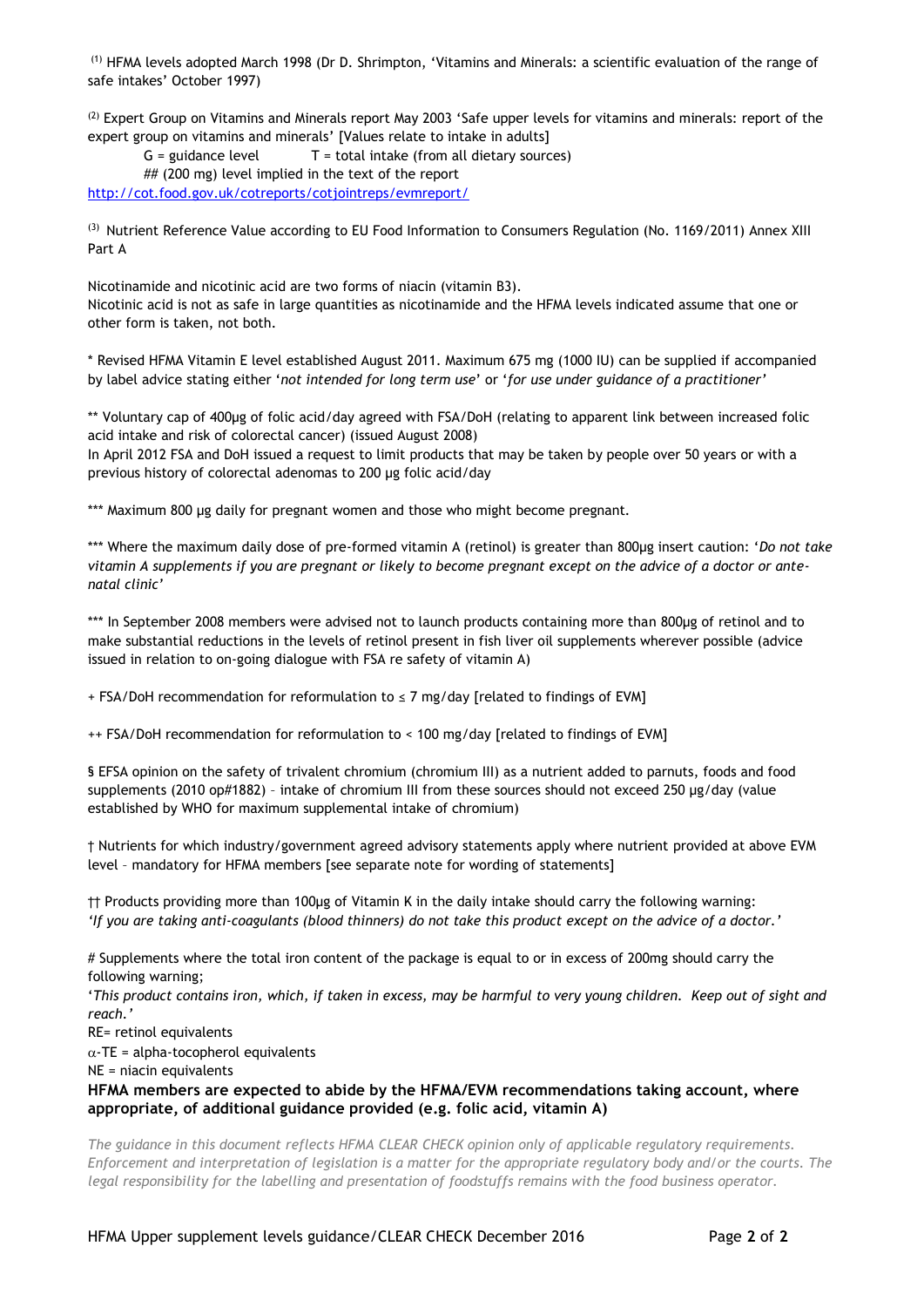[(1)] HFMA levels adopted March 1998 (Dr D. Shrimpton, 'Vitamins and Minerals: a scientific evaluation of the range of safe intakes' October 1997)

[(2)] Expert Group on Vitamins and Minerals report May 2003 'Safe upper levels for vitamins and minerals: report of the expert group on vitamins and minerals' [Values relate to intake in adults]

G = guidance level       T = total intake (from all dietary sources)

## (200 mg) level implied in the text of the report

http://cot.food.gov.uk/cotreports/cotjointreps/evmreport/

[(3)] Nutrient Reference Value according to EU Food Information to Consumers Regulation (No. 1169/2011) Annex XIII Part A

Nicotinamide and nicotinic acid are two forms of niacin (vitamin B3).
Nicotinic acid is not as safe in large quantities as nicotinamide and the HFMA levels indicated assume that one or other form is taken, not both.

* Revised HFMA Vitamin E level established August 2011. Maximum 675 mg (1000 IU) can be supplied if accompanied by label advice stating either '*not intended for long term use*' or '*for use under guidance of a practitioner*'

** Voluntary cap of 400µg of folic acid/day agreed with FSA/DoH (relating to apparent link between increased folic acid intake and risk of colorectal cancer) (issued August 2008)
In April 2012 FSA and DoH issued a request to limit products that may be taken by people over 50 years or with a previous history of colorectal adenomas to 200 µg folic acid/day

*** Maximum 800 µg daily for pregnant women and those who might become pregnant.

*** Where the maximum daily dose of pre-formed vitamin A (retinol) is greater than 800µg insert caution: '*Do not take vitamin A supplements if you are pregnant or likely to become pregnant except on the advice of a doctor or ante-natal clinic*'

*** In September 2008 members were advised not to launch products containing more than 800µg of retinol and to make substantial reductions in the levels of retinol present in fish liver oil supplements wherever possible (advice issued in relation to on-going dialogue with FSA re safety of vitamin A)

+ FSA/DoH recommendation for reformulation to ≤ 7 mg/day [related to findings of EVM]

++ FSA/DoH recommendation for reformulation to < 100 mg/day [related to findings of EVM]

§ EFSA opinion on the safety of trivalent chromium (chromium III) as a nutrient added to parnuts, foods and food supplements (2010 op#1882) – intake of chromium III from these sources should not exceed 250 µg/day (value established by WHO for maximum supplemental intake of chromium)

† Nutrients for which industry/government agreed advisory statements apply where nutrient provided at above EVM level – mandatory for HFMA members [see separate note for wording of statements]

†† Products providing more than 100µg of Vitamin K in the daily intake should carry the following warning:
*'If you are taking anti-coagulants (blood thinners) do not take this product except on the advice of a doctor.'*

# Supplements where the total iron content of the package is equal to or in excess of 200mg should carry the following warning;
'*This product contains iron, which, if taken in excess, may be harmful to very young children. Keep out of sight and reach.*'
RE= retinol equivalents
α-TE = alpha-tocopherol equivalents
NE = niacin equivalents

**HFMA members are expected to abide by the HFMA/EVM recommendations taking account, where appropriate, of additional guidance provided (e.g. folic acid, vitamin A)**

*The guidance in this document reflects HFMA CLEAR CHECK opinion only of applicable regulatory requirements. Enforcement and interpretation of legislation is a matter for the appropriate regulatory body and/or the courts. The legal responsibility for the labelling and presentation of foodstuffs remains with the food business operator.*